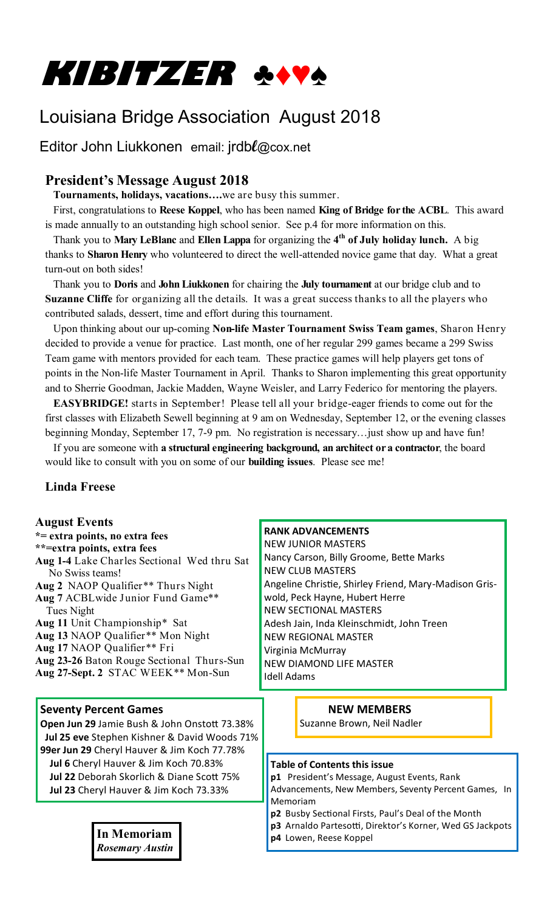# KIBITZER ♣♦♥♠

## Louisiana Bridge Association August 2018

Editor John Liukkonen email: jrdbℓ@cox.net

### President's Message August 2018

**Tournaments, holidays, vacations….**we are busy this summer.

First, congratulations to **Reese Koppel**, who has been named **King of Bridge for the ACBL**. This award is made annually to an outstanding high school senior. See p.4 for more information on this.

Thank you to **Mary LeBlanc** and **Ellen Lappa** for organizing the **4th of July holiday lunch.** A big thanks to **Sharon Henry** who volunteered to direct the well-attended novice game that day. What a great turn-out on both sides!

Thank you to **Doris** and **John Liukkonen** for chairing the **July tournament** at our bridge club and to **Suzanne Cliffe** for organizing all the details. It was a great success thanks to all the players who contributed salads, dessert, time and effort during this tournament.

Upon thinking about our up-coming **Non-life Master Tournament Swiss Team games**, Sharon Henry decided to provide a venue for practice. Last month, one of her regular 299 games became a 299 Swiss Team game with mentors provided for each team. These practice games will help players get tons of points in the Non-life Master Tournament in April. Thanks to Sharon implementing this great opportunity and to Sherrie Goodman, Jackie Madden, Wayne Weisler, and Larry Federico for mentoring the players.

**EASYBRIDGE!** starts in September! Please tell all your bridge-eager friends to come out for the first classes with Elizabeth Sewell beginning at 9 am on Wednesday, September 12, or the evening classes beginning Monday, September 17, 7-9 pm. No registration is necessary…just show up and have fun!

If you are someone with **a structural engineering background, an architect or a contractor**, the board would like to consult with you on some of our **building issues**. Please see me!

**Linda Freese**

### August Events

**\*= extra points, no extra fees**
**\*\*=extra points, extra fees**

**Aug 1-4** Lake Charles Sectional Wed thru Sat No Swiss teams!
**Aug 2** NAOP Qualifier\*\* Thurs Night
**Aug 7** ACBLwide Junior Fund Game\*\* Tues Night
**Aug 11** Unit Championship\* Sat
**Aug 13** NAOP Qualifier\*\* Mon Night
**Aug 17** NAOP Qualifier\*\* Fri
**Aug 23-26** Baton Rouge Sectional Thurs-Sun
**Aug 27-Sept. 2** STAC WEEK\*\* Mon-Sun

### RANK ADVANCEMENTS

NEW JUNIOR MASTERS
Nancy Carson, Billy Groome, Bette Marks

NEW CLUB MASTERS
Angeline Christie, Shirley Friend, Mary-Madison Griswold, Peck Hayne, Hubert Herre

NEW SECTIONAL MASTERS
Adesh Jain, Inda Kleinschmidt, John Treen

NEW REGIONAL MASTER
Virginia McMurray

NEW DIAMOND LIFE MASTER
Idell Adams

### Seventy Percent Games

**Open Jun 29** Jamie Bush & John Onstott 73.38%
**Jul 25 eve** Stephen Kishner & David Woods 71%
**99er Jun 29** Cheryl Hauver & Jim Koch 77.78%
**Jul 6** Cheryl Hauver & Jim Koch 70.83%
**Jul 22** Deborah Skorlich & Diane Scott 75%
**Jul 23** Cheryl Hauver & Jim Koch 73.33%

### NEW MEMBERS

Suzanne Brown, Neil Nadler

### In Memoriam

*Rosemary Austin*

### Table of Contents this issue

**p1** President's Message, August Events, Rank Advancements, New Members, Seventy Percent Games, In Memoriam
**p2** Busby Sectional Firsts, Paul's Deal of the Month
**p3** Arnaldo Partesotti, Direktor's Korner, Wed GS Jackpots
**p4** Lowen, Reese Koppel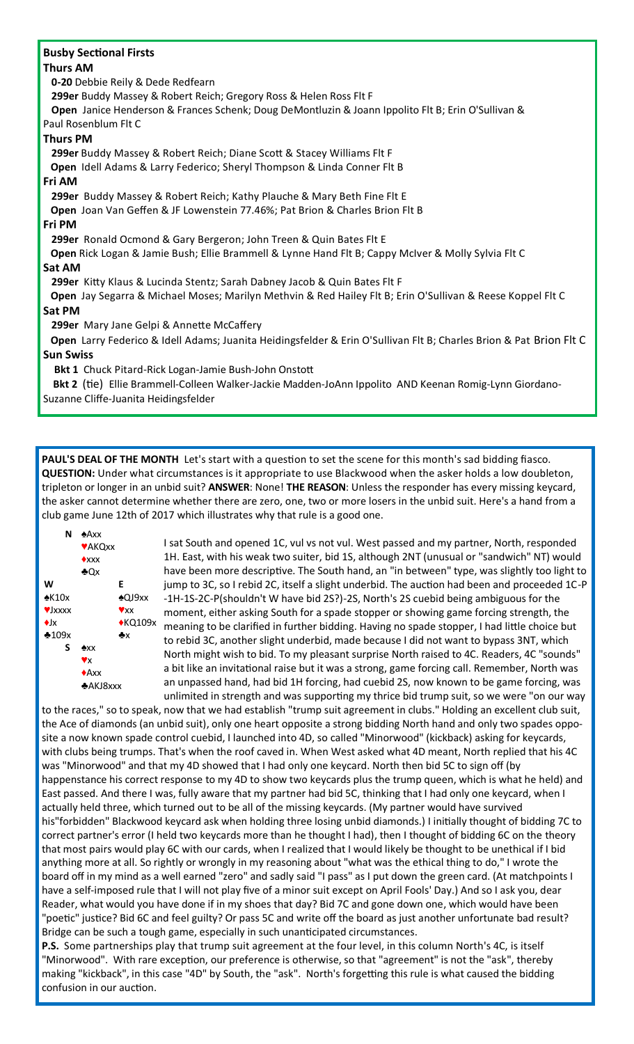## Busby Sectional Firsts

### Thurs AM

**0-20** Debbie Reily & Dede Redfearn

**299er** Buddy Massey & Robert Reich; Gregory Ross & Helen Ross Flt F

**Open** Janice Henderson & Frances Schenk; Doug DeMontluzin & Joann Ippolito Flt B; Erin O'Sullivan & Paul Rosenblum Flt C

### Thurs PM

**299er** Buddy Massey & Robert Reich; Diane Scott & Stacey Williams Flt F

**Open** Idell Adams & Larry Federico; Sheryl Thompson & Linda Conner Flt B

### Fri AM

**299er** Buddy Massey & Robert Reich; Kathy Plauche & Mary Beth Fine Flt E

**Open** Joan Van Geffen & JF Lowenstein 77.46%; Pat Brion & Charles Brion Flt B

### Fri PM

**299er** Ronald Ocmond & Gary Bergeron; John Treen & Quin Bates Flt E

**Open** Rick Logan & Jamie Bush; Ellie Brammell & Lynne Hand Flt B; Cappy McIver & Molly Sylvia Flt C

### Sat AM

**299er** Kitty Klaus & Lucinda Stentz; Sarah Dabney Jacob & Quin Bates Flt F

**Open** Jay Segarra & Michael Moses; Marilyn Methvin & Red Hailey Flt B; Erin O'Sullivan & Reese Koppel Flt C

### Sat PM

**299er** Mary Jane Gelpi & Annette McCaffery

**Open** Larry Federico & Idell Adams; Juanita Heidingsfelder & Erin O'Sullivan Flt B; Charles Brion & Pat Brion Flt C

### Sun Swiss

**Bkt 1** Chuck Pitard-Rick Logan-Jamie Bush-John Onstott

**Bkt 2** (tie) Ellie Brammell-Colleen Walker-Jackie Madden-JoAnn Ippolito AND Keenan Romig-Lynn Giordano-Suzanne Cliffe-Juanita Heidingsfelder

---

**PAUL'S DEAL OF THE MONTH** Let's start with a question to set the scene for this month's sad bidding fiasco. **QUESTION:** Under what circumstances is it appropriate to use Blackwood when the asker holds a low doubleton, tripleton or longer in an unbid suit? **ANSWER**: None! **THE REASON**: Unless the responder has every missing keycard, the asker cannot determine whether there are zero, one, two or more losers in the unbid suit. Here's a hand from a club game June 12th of 2017 which illustrates why that rule is a good one.

```
        N ♠Axx
          ♥AKQxx
          ♦xxx
          ♣Qx
W                 E
♠K10x             ♠QJ9xx
♥Jxxxx            ♥xx
♦Jx               ♦KQ109x
♣109x             ♣x
        S ♠xx
          ♥x
          ♦Axx
          ♣AKJ8xxx
```

I sat South and opened 1C, vul vs not vul. West passed and my partner, North, responded 1H. East, with his weak two suiter, bid 1S, although 2NT (unusual or "sandwich" NT) would have been more descriptive. The South hand, an "in between" type, was slightly too light to jump to 3C, so I rebid 2C, itself a slight underbid. The auction had been and proceeded 1C-P-1H-1S-2C-P(shouldn't W have bid 2S?)-2S, North's 2S cuebid being ambiguous for the moment, either asking South for a spade stopper or showing game forcing strength, the meaning to be clarified in further bidding. Having no spade stopper, I had little choice but to rebid 3C, another slight underbid, made because I did not want to bypass 3NT, which North might wish to bid. To my pleasant surprise North raised to 4C. Readers, 4C "sounds" a bit like an invitational raise but it was a strong, game forcing call. Remember, North was an unpassed hand, had bid 1H forcing, had cuebid 2S, now known to be game forcing, was unlimited in strength and was supporting my thrice bid trump suit, so we were "on our way to the races," so to speak, now that we had establish "trump suit agreement in clubs." Holding an excellent club suit, the Ace of diamonds (an unbid suit), only one heart opposite a strong bidding North hand and only two spades opposite a now known spade control cuebid, I launched into 4D, so called "Minorwood" (kickback) asking for keycards, with clubs being trumps. That's when the roof caved in. When West asked what 4D meant, North replied that his 4C was "Minorwood" and that my 4D showed that I had only one keycard. North then bid 5C to sign off (by happenstance his correct response to my 4D to show two keycards plus the trump queen, which is what he held) and East passed. And there I was, fully aware that my partner had bid 5C, thinking that I had only one keycard, when I actually held three, which turned out to be all of the missing keycards. (My partner would have survived his"forbidden" Blackwood keycard ask when holding three losing unbid diamonds.) I initially thought of bidding 7C to correct partner's error (I held two keycards more than he thought I had), then I thought of bidding 6C on the theory that most pairs would play 6C with our cards, when I realized that I would likely be thought to be unethical if I bid anything more at all. So rightly or wrongly in my reasoning about "what was the ethical thing to do," I wrote the board off in my mind as a well earned "zero" and sadly said "I pass" as I put down the green card. (At matchpoints I have a self-imposed rule that I will not play five of a minor suit except on April Fools' Day.) And so I ask you, dear Reader, what would you have done if in my shoes that day? Bid 7C and gone down one, which would have been "poetic" justice? Bid 6C and feel guilty? Or pass 5C and write off the board as just another unfortunate bad result? Bridge can be such a tough game, especially in such unanticipated circumstances.

**P.S.** Some partnerships play that trump suit agreement at the four level, in this column North's 4C, is itself "Minorwood". With rare exception, our preference is otherwise, so that "agreement" is not the "ask", thereby making "kickback", in this case "4D" by South, the "ask". North's forgetting this rule is what caused the bidding confusion in our auction.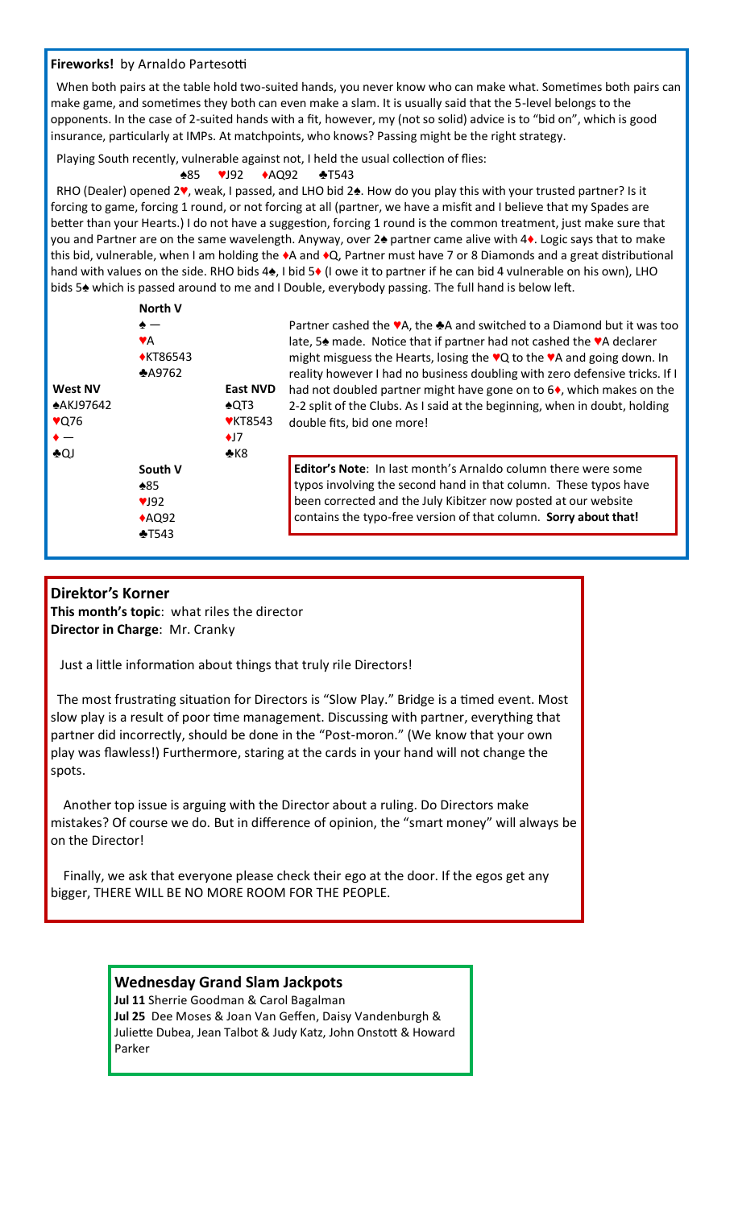**Fireworks!** by Arnaldo Partesotti

When both pairs at the table hold two-suited hands, you never know who can make what. Sometimes both pairs can make game, and sometimes they both can even make a slam. It is usually said that the 5-level belongs to the opponents. In the case of 2-suited hands with a fit, however, my (not so solid) advice is to "bid on", which is good insurance, particularly at IMPs. At matchpoints, who knows? Passing might be the right strategy.

Playing South recently, vulnerable against not, I held the usual collection of flies:

♠85 ♥J92 ♦AQ92 ♣T543

RHO (Dealer) opened 2♥, weak, I passed, and LHO bid 2♠. How do you play this with your trusted partner? Is it forcing to game, forcing 1 round, or not forcing at all (partner, we have a misfit and I believe that my Spades are better than your Hearts.) I do not have a suggestion, forcing 1 round is the common treatment, just make sure that you and Partner are on the same wavelength. Anyway, over 2♠ partner came alive with 4♦. Logic says that to make this bid, vulnerable, when I am holding the ♦A and ♦Q, Partner must have 7 or 8 Diamonds and a great distributional hand with values on the side. RHO bids 4♠, I bid 5♦ (I owe it to partner if he can bid 4 vulnerable on his own), LHO bids 5♠ which is passed around to me and I Double, everybody passing. The full hand is below left.

| | North V | |
|---|---|---|
| | ♠ — | |
| | ♥A | |
| | ♦KT86543 | |
| | ♣A9762 | |
| **West NV** | | **East NVD** |
| ♠AKJ97642 | | ♠QT3 |
| ♥Q76 | | ♥KT8543 |
| ♦ — | | ♦J7 |
| ♣QJ | | ♣K8 |
| | **South V** | |
| | ♠85 | |
| | ♥J92 | |
| | ♦AQ92 | |
| | ♣T543 | |

Partner cashed the ♥A, the ♣A and switched to a Diamond but it was too late, 5♠ made. Notice that if partner had not cashed the ♥A declarer might misguess the Hearts, losing the ♥Q to the ♥A and going down. In reality however I had no business doubling with zero defensive tricks. If I had not doubled partner might have gone on to 6♦, which makes on the 2-2 split of the Clubs. As I said at the beginning, when in doubt, holding double fits, bid one more!

**Editor's Note**: In last month's Arnaldo column there were some typos involving the second hand in that column. These typos have been corrected and the July Kibitzer now posted at our website contains the typo-free version of that column. **Sorry about that!**

## Direktor's Korner

**This month's topic**: what riles the director
**Director in Charge**: Mr. Cranky

Just a little information about things that truly rile Directors!

The most frustrating situation for Directors is "Slow Play." Bridge is a timed event. Most slow play is a result of poor time management. Discussing with partner, everything that partner did incorrectly, should be done in the "Post-moron." (We know that your own play was flawless!) Furthermore, staring at the cards in your hand will not change the spots.

Another top issue is arguing with the Director about a ruling. Do Directors make mistakes? Of course we do. But in difference of opinion, the "smart money" will always be on the Director!

Finally, we ask that everyone please check their ego at the door. If the egos get any bigger, THERE WILL BE NO MORE ROOM FOR THE PEOPLE.

## Wednesday Grand Slam Jackpots

**Jul 11** Sherrie Goodman & Carol Bagalman
**Jul 25** Dee Moses & Joan Van Geffen, Daisy Vandenburgh & Juliette Dubea, Jean Talbot & Judy Katz, John Onstott & Howard Parker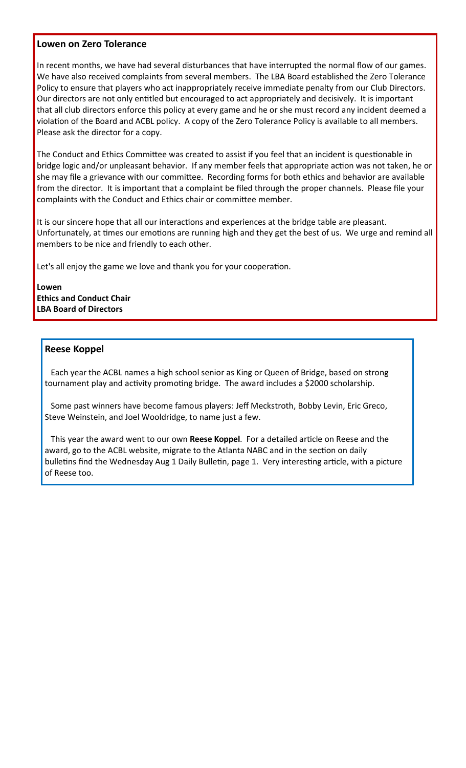## Lowen on Zero Tolerance

In recent months, we have had several disturbances that have interrupted the normal flow of our games. We have also received complaints from several members. The LBA Board established the Zero Tolerance Policy to ensure that players who act inappropriately receive immediate penalty from our Club Directors. Our directors are not only entitled but encouraged to act appropriately and decisively. It is important that all club directors enforce this policy at every game and he or she must record any incident deemed a violation of the Board and ACBL policy. A copy of the Zero Tolerance Policy is available to all members. Please ask the director for a copy.

The Conduct and Ethics Committee was created to assist if you feel that an incident is questionable in bridge logic and/or unpleasant behavior. If any member feels that appropriate action was not taken, he or she may file a grievance with our committee. Recording forms for both ethics and behavior are available from the director. It is important that a complaint be filed through the proper channels. Please file your complaints with the Conduct and Ethics chair or committee member.

It is our sincere hope that all our interactions and experiences at the bridge table are pleasant. Unfortunately, at times our emotions are running high and they get the best of us. We urge and remind all members to be nice and friendly to each other.

Let's all enjoy the game we love and thank you for your cooperation.

**Lowen**
**Ethics and Conduct Chair**
**LBA Board of Directors**

## Reese Koppel

Each year the ACBL names a high school senior as King or Queen of Bridge, based on strong tournament play and activity promoting bridge. The award includes a $2000 scholarship.

Some past winners have become famous players: Jeff Meckstroth, Bobby Levin, Eric Greco, Steve Weinstein, and Joel Wooldridge, to name just a few.

This year the award went to our own **Reese Koppel**. For a detailed article on Reese and the award, go to the ACBL website, migrate to the Atlanta NABC and in the section on daily bulletins find the Wednesday Aug 1 Daily Bulletin, page 1. Very interesting article, with a picture of Reese too.